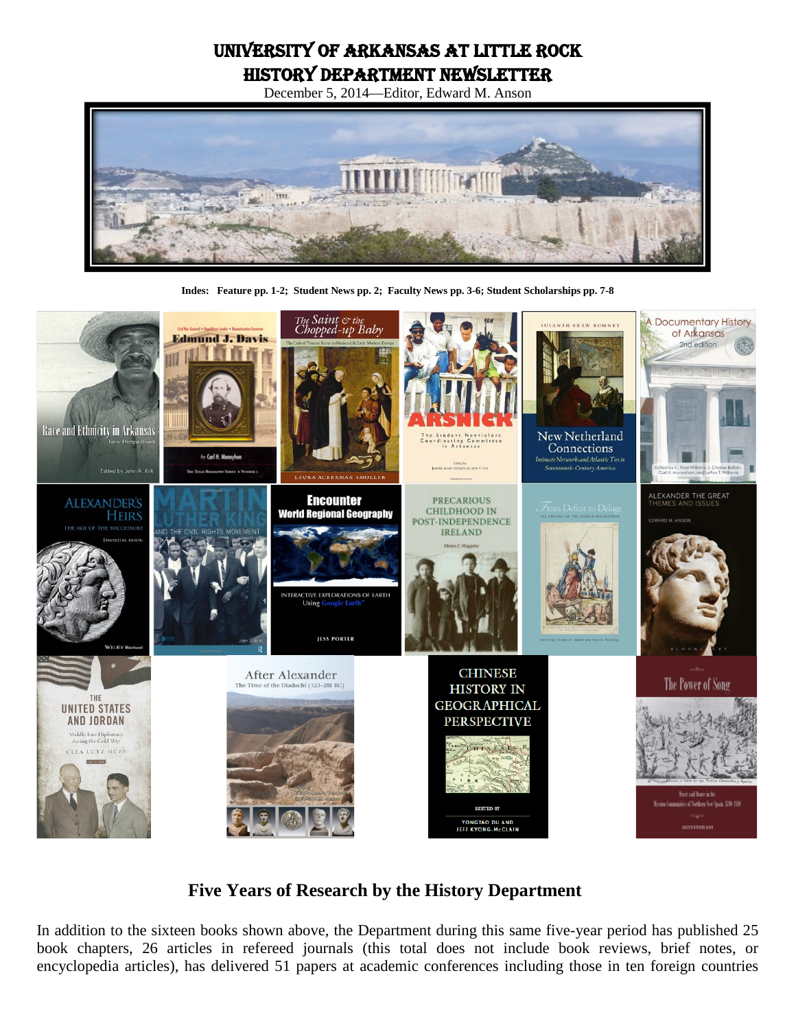# UNIVERSITY OF ARKANSAS AT LITTLE ROCK
# HISTORY DEPARTMENT NEWSLETTER

December 5, 2014—Editor, Edward M. Anson

**Indes: Feature pp. 1-2; Student News pp. 2; Faculty News pp. 3-6; Student Scholarships pp. 7-8**

## Five Years of Research by the History Department

In addition to the sixteen books shown above, the Department during this same five-year period has published 25 book chapters, 26 articles in refereed journals (this total does not include book reviews, brief notes, or encyclopedia articles), has delivered 51 papers at academic conferences including those in ten foreign countries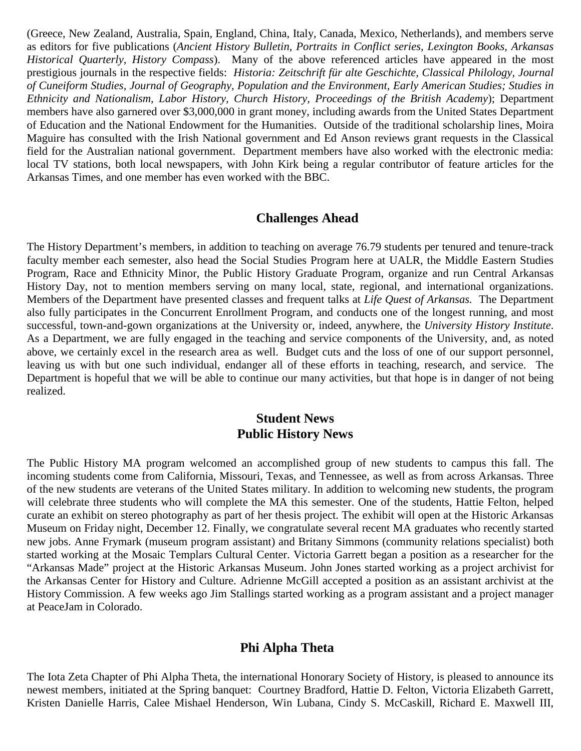(Greece, New Zealand, Australia, Spain, England, China, Italy, Canada, Mexico, Netherlands), and members serve as editors for five publications (*Ancient History Bulletin*, *Portraits in Conflict series*, *Lexington Books*, *Arkansas Historical Quarterly*, *History Compass*). Many of the above referenced articles have appeared in the most prestigious journals in the respective fields: *Historia: Zeitschrift für alte Geschichte*, *Classical Philology*, *Journal of Cuneiform Studies*, *Journal of Geography, Population and the Environment*, *Early American Studies; Studies in Ethnicity and Nationalism*, *Labor History*, *Church History*, *Proceedings of the British Academy*); Department members have also garnered over $3,000,000 in grant money, including awards from the United States Department of Education and the National Endowment for the Humanities. Outside of the traditional scholarship lines, Moira Maguire has consulted with the Irish National government and Ed Anson reviews grant requests in the Classical field for the Australian national government. Department members have also worked with the electronic media: local TV stations, both local newspapers, with John Kirk being a regular contributor of feature articles for the Arkansas Times, and one member has even worked with the BBC.

## Challenges Ahead

The History Department's members, in addition to teaching on average 76.79 students per tenured and tenure-track faculty member each semester, also head the Social Studies Program here at UALR, the Middle Eastern Studies Program, Race and Ethnicity Minor, the Public History Graduate Program, organize and run Central Arkansas History Day, not to mention members serving on many local, state, regional, and international organizations. Members of the Department have presented classes and frequent talks at *Life Quest of Arkansas*. The Department also fully participates in the Concurrent Enrollment Program, and conducts one of the longest running, and most successful, town-and-gown organizations at the University or, indeed, anywhere, the *University History Institute*. As a Department, we are fully engaged in the teaching and service components of the University, and, as noted above, we certainly excel in the research area as well. Budget cuts and the loss of one of our support personnel, leaving us with but one such individual, endanger all of these efforts in teaching, research, and service. The Department is hopeful that we will be able to continue our many activities, but that hope is in danger of not being realized.

## Student News

## Public History News

The Public History MA program welcomed an accomplished group of new students to campus this fall. The incoming students come from California, Missouri, Texas, and Tennessee, as well as from across Arkansas. Three of the new students are veterans of the United States military. In addition to welcoming new students, the program will celebrate three students who will complete the MA this semester. One of the students, Hattie Felton, helped curate an exhibit on stereo photography as part of her thesis project. The exhibit will open at the Historic Arkansas Museum on Friday night, December 12. Finally, we congratulate several recent MA graduates who recently started new jobs. Anne Frymark (museum program assistant) and Britany Simmons (community relations specialist) both started working at the Mosaic Templars Cultural Center. Victoria Garrett began a position as a researcher for the "Arkansas Made" project at the Historic Arkansas Museum. John Jones started working as a project archivist for the Arkansas Center for History and Culture. Adrienne McGill accepted a position as an assistant archivist at the History Commission. A few weeks ago Jim Stallings started working as a program assistant and a project manager at PeaceJam in Colorado.

## Phi Alpha Theta

The Iota Zeta Chapter of Phi Alpha Theta, the international Honorary Society of History, is pleased to announce its newest members, initiated at the Spring banquet: Courtney Bradford, Hattie D. Felton, Victoria Elizabeth Garrett, Kristen Danielle Harris, Calee Mishael Henderson, Win Lubana, Cindy S. McCaskill, Richard E. Maxwell III,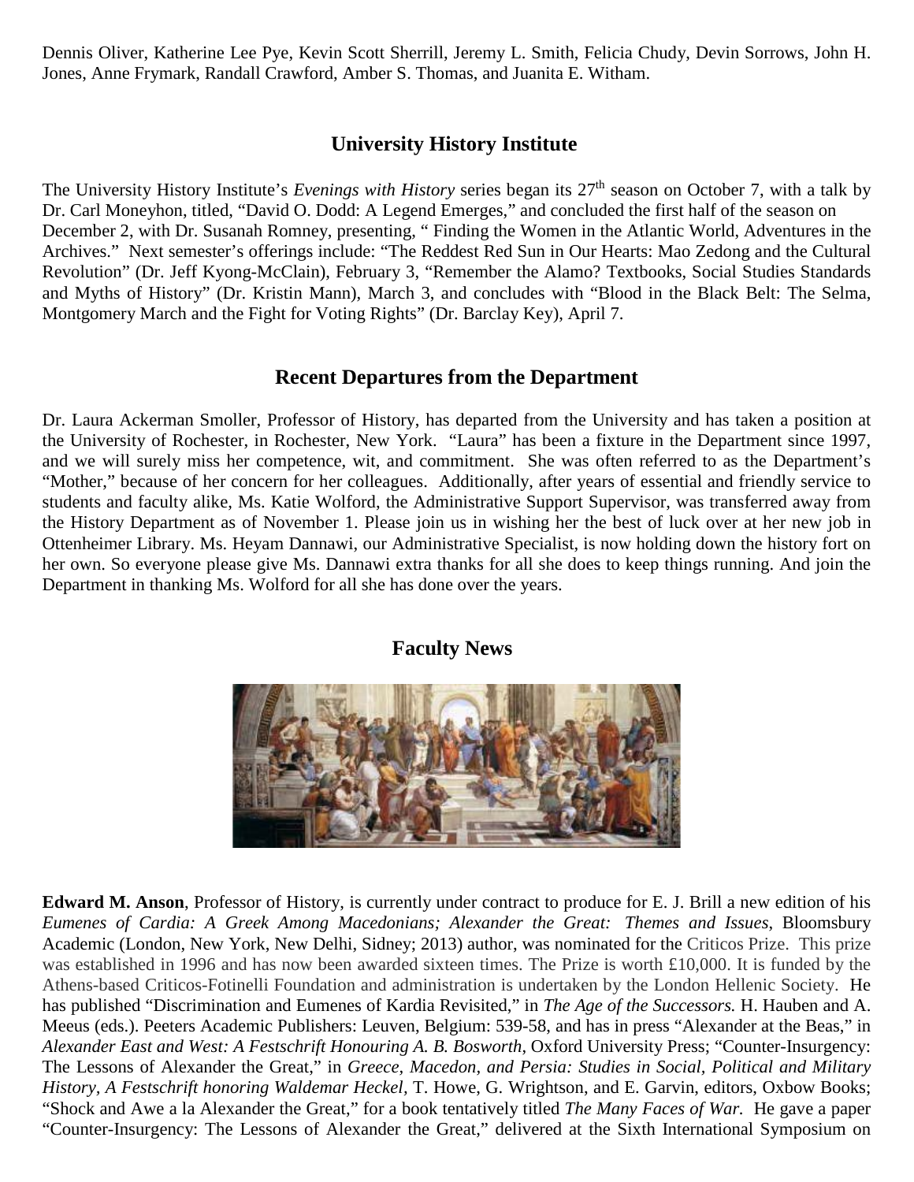Dennis Oliver, Katherine Lee Pye, Kevin Scott Sherrill, Jeremy L. Smith, Felicia Chudy, Devin Sorrows, John H. Jones, Anne Frymark, Randall Crawford, Amber S. Thomas, and Juanita E. Witham.

## University History Institute

The University History Institute's *Evenings with History* series began its 27th season on October 7, with a talk by Dr. Carl Moneyhon, titled, "David O. Dodd: A Legend Emerges," and concluded the first half of the season on December 2, with Dr. Susanah Romney, presenting, " Finding the Women in the Atlantic World, Adventures in the Archives." Next semester's offerings include: "The Reddest Red Sun in Our Hearts: Mao Zedong and the Cultural Revolution" (Dr. Jeff Kyong-McClain), February 3, "Remember the Alamo? Textbooks, Social Studies Standards and Myths of History" (Dr. Kristin Mann), March 3, and concludes with "Blood in the Black Belt: The Selma, Montgomery March and the Fight for Voting Rights" (Dr. Barclay Key), April 7.

## Recent Departures from the Department

Dr. Laura Ackerman Smoller, Professor of History, has departed from the University and has taken a position at the University of Rochester, in Rochester, New York. "Laura" has been a fixture in the Department since 1997, and we will surely miss her competence, wit, and commitment. She was often referred to as the Department's "Mother," because of her concern for her colleagues. Additionally, after years of essential and friendly service to students and faculty alike, Ms. Katie Wolford, the Administrative Support Supervisor, was transferred away from the History Department as of November 1. Please join us in wishing her the best of luck over at her new job in Ottenheimer Library. Ms. Heyam Dannawi, our Administrative Specialist, is now holding down the history fort on her own. So everyone please give Ms. Dannawi extra thanks for all she does to keep things running. And join the Department in thanking Ms. Wolford for all she has done over the years.

## Faculty News

**Edward M. Anson**, Professor of History, is currently under contract to produce for E. J. Brill a new edition of his *Eumenes of Cardia: A Greek Among Macedonians; Alexander the Great: Themes and Issues*, Bloomsbury Academic (London, New York, New Delhi, Sidney; 2013) author, was nominated for the Criticos Prize. This prize was established in 1996 and has now been awarded sixteen times. The Prize is worth £10,000. It is funded by the Athens-based Criticos-Fotinelli Foundation and administration is undertaken by the London Hellenic Society. He has published "Discrimination and Eumenes of Kardia Revisited," in *The Age of the Successors.* H. Hauben and A. Meeus (eds.). Peeters Academic Publishers: Leuven, Belgium: 539-58, and has in press "Alexander at the Beas," in *Alexander East and West: A Festschrift Honouring A. B. Bosworth*, Oxford University Press; "Counter-Insurgency: The Lessons of Alexander the Great," in *Greece, Macedon, and Persia: Studies in Social, Political and Military History, A Festschrift honoring Waldemar Heckel*, T. Howe, G. Wrightson, and E. Garvin, editors, Oxbow Books; "Shock and Awe a la Alexander the Great," for a book tentatively titled *The Many Faces of War.* He gave a paper "Counter-Insurgency: The Lessons of Alexander the Great," delivered at the Sixth International Symposium on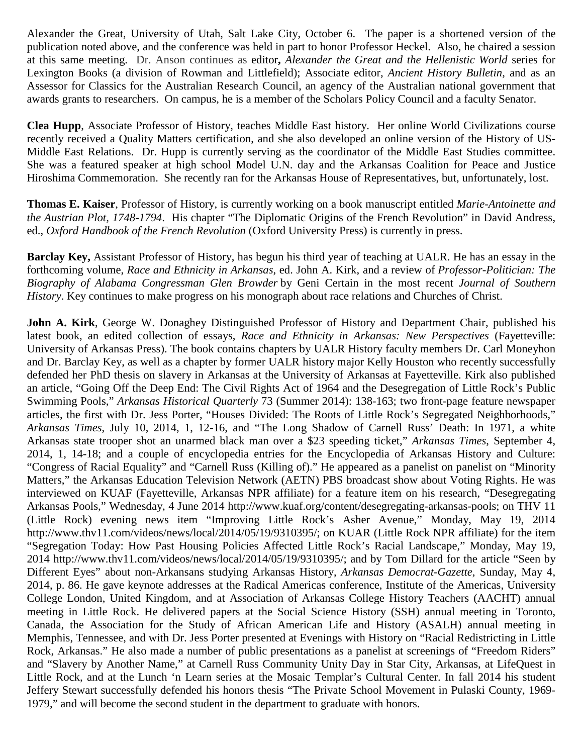Alexander the Great, University of Utah, Salt Lake City, October 6. The paper is a shortened version of the publication noted above, and the conference was held in part to honor Professor Heckel. Also, he chaired a session at this same meeting. Dr. Anson continues as editor**,** *Alexander the Great and the Hellenistic World* series for Lexington Books (a division of Rowman and Littlefield); Associate editor, *Ancient History Bulletin*, and as an Assessor for Classics for the Australian Research Council, an agency of the Australian national government that awards grants to researchers. On campus, he is a member of the Scholars Policy Council and a faculty Senator.

**Clea Hupp**, Associate Professor of History, teaches Middle East history. Her online World Civilizations course recently received a Quality Matters certification, and she also developed an online version of the History of US-Middle East Relations. Dr. Hupp is currently serving as the coordinator of the Middle East Studies committee. She was a featured speaker at high school Model U.N. day and the Arkansas Coalition for Peace and Justice Hiroshima Commemoration. She recently ran for the Arkansas House of Representatives, but, unfortunately, lost.

**Thomas E. Kaiser**, Professor of History, is currently working on a book manuscript entitled *Marie-Antoinette and the Austrian Plot, 1748-1794*. His chapter "The Diplomatic Origins of the French Revolution" in David Andress, ed., *Oxford Handbook of the French Revolution* (Oxford University Press) is currently in press.

**Barclay Key,** Assistant Professor of History, has begun his third year of teaching at UALR. He has an essay in the forthcoming volume, *Race and Ethnicity in Arkansas*, ed. John A. Kirk, and a review of *Professor-Politician: The Biography of Alabama Congressman Glen Browder* by Geni Certain in the most recent *Journal of Southern History*. Key continues to make progress on his monograph about race relations and Churches of Christ.

**John A. Kirk**, George W. Donaghey Distinguished Professor of History and Department Chair, published his latest book, an edited collection of essays, *Race and Ethnicity in Arkansas: New Perspectives* (Fayetteville: University of Arkansas Press). The book contains chapters by UALR History faculty members Dr. Carl Moneyhon and Dr. Barclay Key, as well as a chapter by former UALR history major Kelly Houston who recently successfully defended her PhD thesis on slavery in Arkansas at the University of Arkansas at Fayetteville. Kirk also published an article, "Going Off the Deep End: The Civil Rights Act of 1964 and the Desegregation of Little Rock's Public Swimming Pools," *Arkansas Historical Quarterly* 73 (Summer 2014): 138-163; two front-page feature newspaper articles, the first with Dr. Jess Porter, "Houses Divided: The Roots of Little Rock's Segregated Neighborhoods," *Arkansas Times*, July 10, 2014, 1, 12-16, and "The Long Shadow of Carnell Russ' Death: In 1971, a white Arkansas state trooper shot an unarmed black man over a $23 speeding ticket," *Arkansas Times*, September 4, 2014, 1, 14-18; and a couple of encyclopedia entries for the Encyclopedia of Arkansas History and Culture: "Congress of Racial Equality" and "Carnell Russ (Killing of)." He appeared as a panelist on panelist on "Minority Matters," the Arkansas Education Television Network (AETN) PBS broadcast show about Voting Rights. He was interviewed on KUAF (Fayetteville, Arkansas NPR affiliate) for a feature item on his research, "Desegregating Arkansas Pools," Wednesday, 4 June 2014 http://www.kuaf.org/content/desegregating-arkansas-pools; on THV 11 (Little Rock) evening news item "Improving Little Rock's Asher Avenue," Monday, May 19, 2014 http://www.thv11.com/videos/news/local/2014/05/19/9310395/; on KUAR (Little Rock NPR affiliate) for the item "Segregation Today: How Past Housing Policies Affected Little Rock's Racial Landscape," Monday, May 19, 2014 http://www.thv11.com/videos/news/local/2014/05/19/9310395/; and by Tom Dillard for the article "Seen by Different Eyes" about non-Arkansans studying Arkansas History, *Arkansas Democrat-Gazette*, Sunday, May 4, 2014, p. 86. He gave keynote addresses at the Radical Americas conference, Institute of the Americas, University College London, United Kingdom, and at Association of Arkansas College History Teachers (AACHT) annual meeting in Little Rock. He delivered papers at the Social Science History (SSH) annual meeting in Toronto, Canada, the Association for the Study of African American Life and History (ASALH) annual meeting in Memphis, Tennessee, and with Dr. Jess Porter presented at Evenings with History on "Racial Redistricting in Little Rock, Arkansas." He also made a number of public presentations as a panelist at screenings of "Freedom Riders" and "Slavery by Another Name," at Carnell Russ Community Unity Day in Star City, Arkansas, at LifeQuest in Little Rock, and at the Lunch 'n Learn series at the Mosaic Templar's Cultural Center. In fall 2014 his student Jeffery Stewart successfully defended his honors thesis "The Private School Movement in Pulaski County, 1969-1979," and will become the second student in the department to graduate with honors.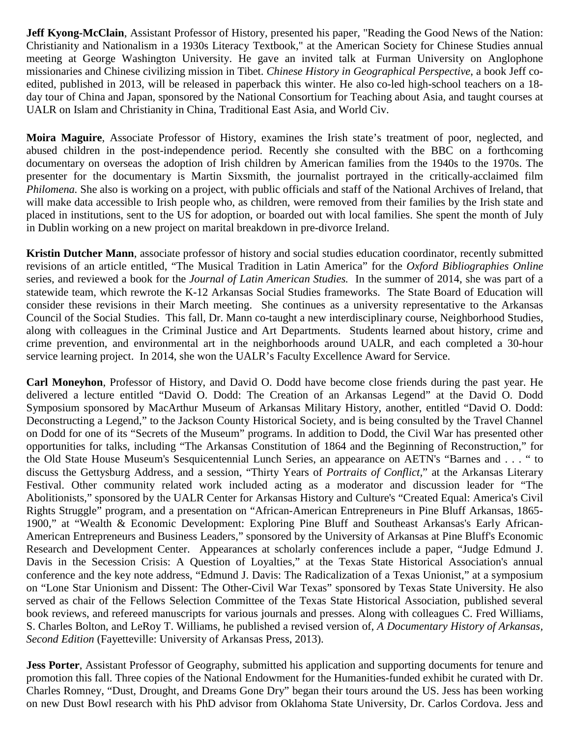**Jeff Kyong-McClain**, Assistant Professor of History, presented his paper, "Reading the Good News of the Nation: Christianity and Nationalism in a 1930s Literacy Textbook," at the American Society for Chinese Studies annual meeting at George Washington University. He gave an invited talk at Furman University on Anglophone missionaries and Chinese civilizing mission in Tibet. *Chinese History in Geographical Perspective*, a book Jeff co-edited, published in 2013, will be released in paperback this winter. He also co-led high-school teachers on a 18-day tour of China and Japan, sponsored by the National Consortium for Teaching about Asia, and taught courses at UALR on Islam and Christianity in China, Traditional East Asia, and World Civ.

**Moira Maguire**, Associate Professor of History, examines the Irish state's treatment of poor, neglected, and abused children in the post-independence period. Recently she consulted with the BBC on a forthcoming documentary on overseas the adoption of Irish children by American families from the 1940s to the 1970s. The presenter for the documentary is Martin Sixsmith, the journalist portrayed in the critically-acclaimed film *Philomena.* She also is working on a project, with public officials and staff of the National Archives of Ireland, that will make data accessible to Irish people who, as children, were removed from their families by the Irish state and placed in institutions, sent to the US for adoption, or boarded out with local families. She spent the month of July in Dublin working on a new project on marital breakdown in pre-divorce Ireland.

**Kristin Dutcher Mann**, associate professor of history and social studies education coordinator, recently submitted revisions of an article entitled, "The Musical Tradition in Latin America" for the *Oxford Bibliographies Online* series, and reviewed a book for the *Journal of Latin American Studies.* In the summer of 2014, she was part of a statewide team, which rewrote the K-12 Arkansas Social Studies frameworks. The State Board of Education will consider these revisions in their March meeting. She continues as a university representative to the Arkansas Council of the Social Studies. This fall, Dr. Mann co-taught a new interdisciplinary course, Neighborhood Studies, along with colleagues in the Criminal Justice and Art Departments. Students learned about history, crime and crime prevention, and environmental art in the neighborhoods around UALR, and each completed a 30-hour service learning project. In 2014, she won the UALR's Faculty Excellence Award for Service.

**Carl Moneyhon**, Professor of History, and David O. Dodd have become close friends during the past year. He delivered a lecture entitled "David O. Dodd: The Creation of an Arkansas Legend" at the David O. Dodd Symposium sponsored by MacArthur Museum of Arkansas Military History, another, entitled "David O. Dodd: Deconstructing a Legend," to the Jackson County Historical Society, and is being consulted by the Travel Channel on Dodd for one of its "Secrets of the Museum" programs. In addition to Dodd, the Civil War has presented other opportunities for talks, including "The Arkansas Constitution of 1864 and the Beginning of Reconstruction," for the Old State House Museum's Sesquicentennial Lunch Series, an appearance on AETN's "Barnes and . . . " to discuss the Gettysburg Address, and a session, "Thirty Years of *Portraits of Conflict*," at the Arkansas Literary Festival. Other community related work included acting as a moderator and discussion leader for "The Abolitionists," sponsored by the UALR Center for Arkansas History and Culture's "Created Equal: America's Civil Rights Struggle" program, and a presentation on "African-American Entrepreneurs in Pine Bluff Arkansas, 1865-1900," at "Wealth & Economic Development: Exploring Pine Bluff and Southeast Arkansas's Early African-American Entrepreneurs and Business Leaders," sponsored by the University of Arkansas at Pine Bluff's Economic Research and Development Center. Appearances at scholarly conferences include a paper, "Judge Edmund J. Davis in the Secession Crisis: A Question of Loyalties," at the Texas State Historical Association's annual conference and the key note address, "Edmund J. Davis: The Radicalization of a Texas Unionist," at a symposium on "Lone Star Unionism and Dissent: The Other-Civil War Texas" sponsored by Texas State University. He also served as chair of the Fellows Selection Committee of the Texas State Historical Association, published several book reviews, and refereed manuscripts for various journals and presses. Along with colleagues C. Fred Williams, S. Charles Bolton, and LeRoy T. Williams, he published a revised version of, *A Documentary History of Arkansas, Second Edition* (Fayetteville: University of Arkansas Press, 2013).

**Jess Porter**, Assistant Professor of Geography, submitted his application and supporting documents for tenure and promotion this fall. Three copies of the National Endowment for the Humanities-funded exhibit he curated with Dr. Charles Romney, "Dust, Drought, and Dreams Gone Dry" began their tours around the US. Jess has been working on new Dust Bowl research with his PhD advisor from Oklahoma State University, Dr. Carlos Cordova. Jess and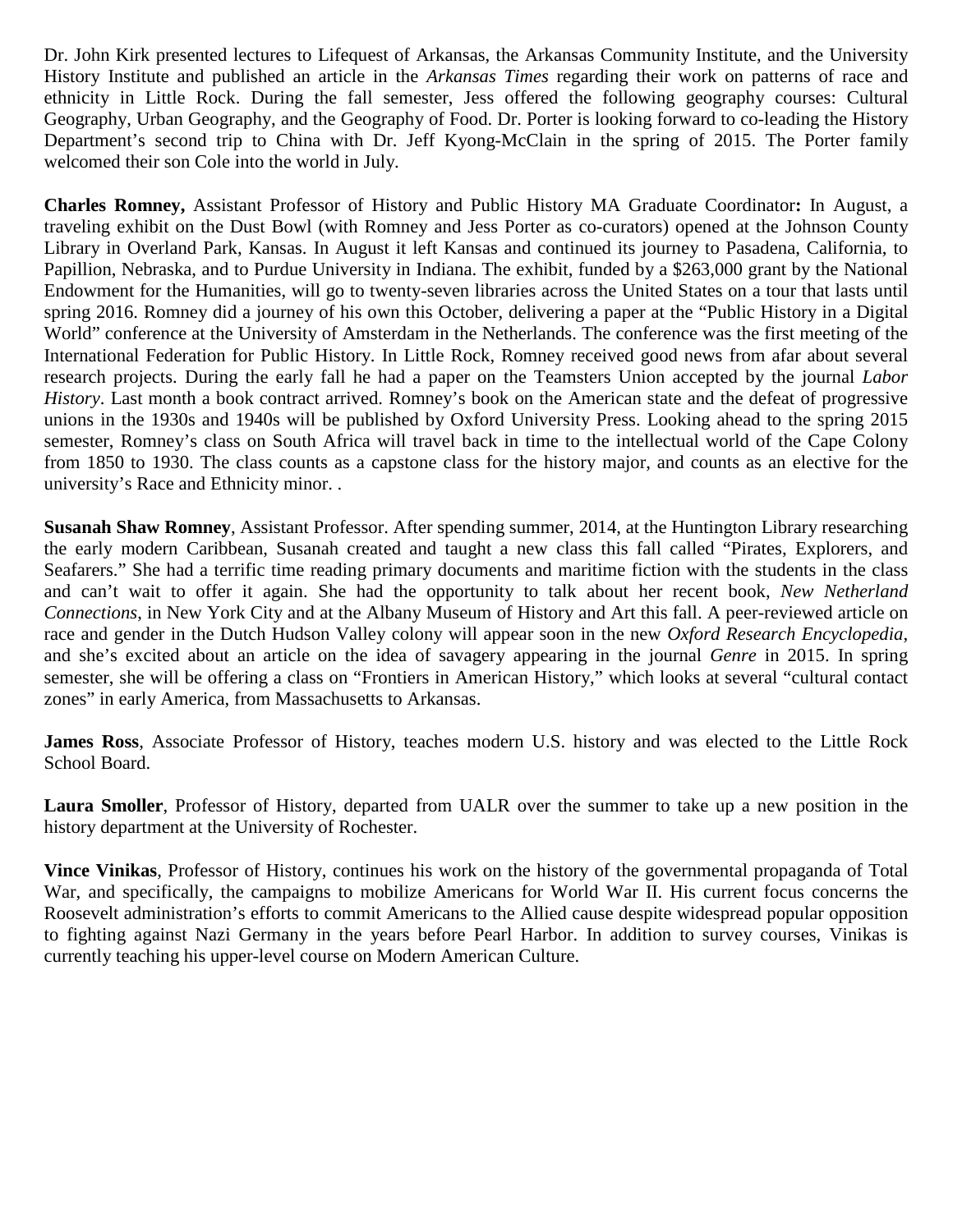Dr. John Kirk presented lectures to Lifequest of Arkansas, the Arkansas Community Institute, and the University History Institute and published an article in the *Arkansas Times* regarding their work on patterns of race and ethnicity in Little Rock. During the fall semester, Jess offered the following geography courses: Cultural Geography, Urban Geography, and the Geography of Food. Dr. Porter is looking forward to co-leading the History Department's second trip to China with Dr. Jeff Kyong-McClain in the spring of 2015. The Porter family welcomed their son Cole into the world in July.

**Charles Romney,** Assistant Professor of History and Public History MA Graduate Coordinator**:** In August, a traveling exhibit on the Dust Bowl (with Romney and Jess Porter as co-curators) opened at the Johnson County Library in Overland Park, Kansas. In August it left Kansas and continued its journey to Pasadena, California, to Papillion, Nebraska, and to Purdue University in Indiana. The exhibit, funded by a $263,000 grant by the National Endowment for the Humanities, will go to twenty-seven libraries across the United States on a tour that lasts until spring 2016. Romney did a journey of his own this October, delivering a paper at the "Public History in a Digital World" conference at the University of Amsterdam in the Netherlands. The conference was the first meeting of the International Federation for Public History. In Little Rock, Romney received good news from afar about several research projects. During the early fall he had a paper on the Teamsters Union accepted by the journal *Labor History*. Last month a book contract arrived. Romney's book on the American state and the defeat of progressive unions in the 1930s and 1940s will be published by Oxford University Press. Looking ahead to the spring 2015 semester, Romney's class on South Africa will travel back in time to the intellectual world of the Cape Colony from 1850 to 1930. The class counts as a capstone class for the history major, and counts as an elective for the university's Race and Ethnicity minor. .

**Susanah Shaw Romney**, Assistant Professor. After spending summer, 2014, at the Huntington Library researching the early modern Caribbean, Susanah created and taught a new class this fall called "Pirates, Explorers, and Seafarers." She had a terrific time reading primary documents and maritime fiction with the students in the class and can't wait to offer it again. She had the opportunity to talk about her recent book, *New Netherland Connections*, in New York City and at the Albany Museum of History and Art this fall. A peer-reviewed article on race and gender in the Dutch Hudson Valley colony will appear soon in the new *Oxford Research Encyclopedia*, and she's excited about an article on the idea of savagery appearing in the journal *Genre* in 2015. In spring semester, she will be offering a class on "Frontiers in American History," which looks at several "cultural contact zones" in early America, from Massachusetts to Arkansas.

**James Ross**, Associate Professor of History, teaches modern U.S. history and was elected to the Little Rock School Board.

**Laura Smoller**, Professor of History, departed from UALR over the summer to take up a new position in the history department at the University of Rochester.

**Vince Vinikas**, Professor of History, continues his work on the history of the governmental propaganda of Total War, and specifically, the campaigns to mobilize Americans for World War II. His current focus concerns the Roosevelt administration's efforts to commit Americans to the Allied cause despite widespread popular opposition to fighting against Nazi Germany in the years before Pearl Harbor. In addition to survey courses, Vinikas is currently teaching his upper-level course on Modern American Culture.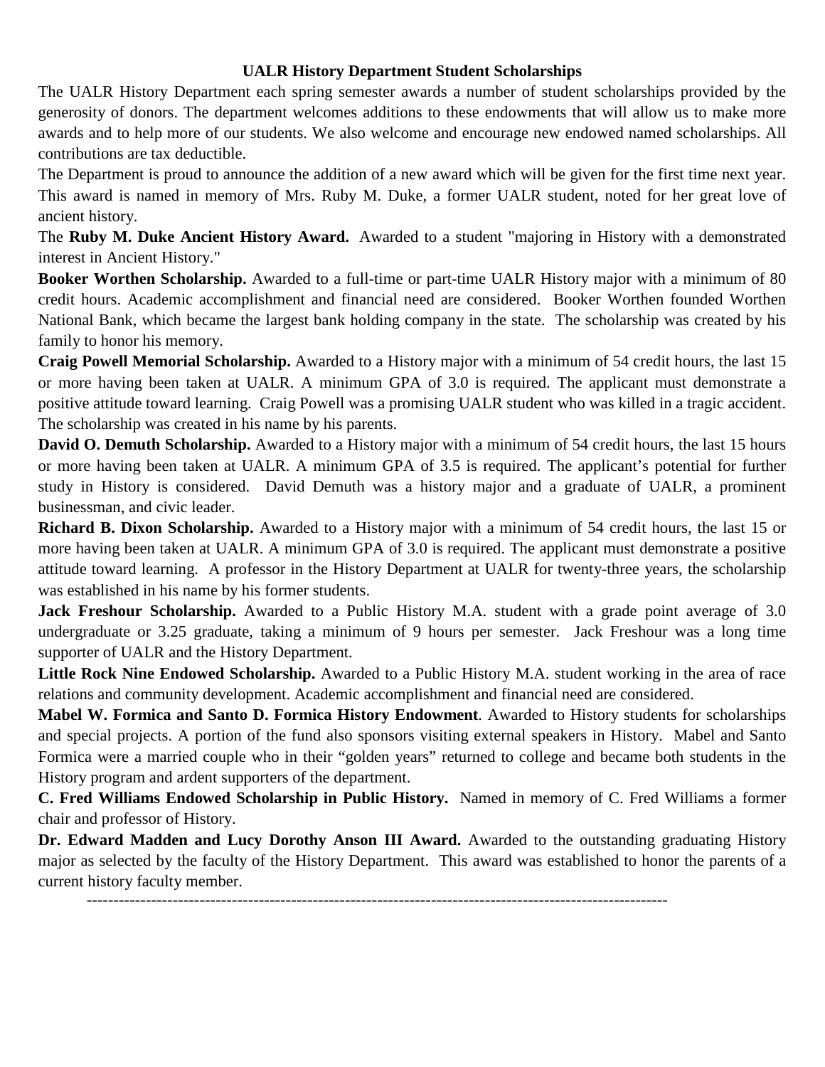## UALR History Department Student Scholarships

The UALR History Department each spring semester awards a number of student scholarships provided by the generosity of donors. The department welcomes additions to these endowments that will allow us to make more awards and to help more of our students. We also welcome and encourage new endowed named scholarships. All contributions are tax deductible.

The Department is proud to announce the addition of a new award which will be given for the first time next year. This award is named in memory of Mrs. Ruby M. Duke, a former UALR student, noted for her great love of ancient history.

The **Ruby M. Duke Ancient History Award.** Awarded to a student "majoring in History with a demonstrated interest in Ancient History."

**Booker Worthen Scholarship.** Awarded to a full-time or part-time UALR History major with a minimum of 80 credit hours. Academic accomplishment and financial need are considered. Booker Worthen founded Worthen National Bank, which became the largest bank holding company in the state. The scholarship was created by his family to honor his memory.

**Craig Powell Memorial Scholarship.** Awarded to a History major with a minimum of 54 credit hours, the last 15 or more having been taken at UALR. A minimum GPA of 3.0 is required. The applicant must demonstrate a positive attitude toward learning. Craig Powell was a promising UALR student who was killed in a tragic accident. The scholarship was created in his name by his parents.

**David O. Demuth Scholarship.** Awarded to a History major with a minimum of 54 credit hours, the last 15 hours or more having been taken at UALR. A minimum GPA of 3.5 is required. The applicant's potential for further study in History is considered. David Demuth was a history major and a graduate of UALR, a prominent businessman, and civic leader.

**Richard B. Dixon Scholarship.** Awarded to a History major with a minimum of 54 credit hours, the last 15 or more having been taken at UALR. A minimum GPA of 3.0 is required. The applicant must demonstrate a positive attitude toward learning. A professor in the History Department at UALR for twenty-three years, the scholarship was established in his name by his former students.

**Jack Freshour Scholarship.** Awarded to a Public History M.A. student with a grade point average of 3.0 undergraduate or 3.25 graduate, taking a minimum of 9 hours per semester. Jack Freshour was a long time supporter of UALR and the History Department.

**Little Rock Nine Endowed Scholarship.** Awarded to a Public History M.A. student working in the area of race relations and community development. Academic accomplishment and financial need are considered.

**Mabel W. Formica and Santo D. Formica History Endowment**. Awarded to History students for scholarships and special projects. A portion of the fund also sponsors visiting external speakers in History. Mabel and Santo Formica were a married couple who in their "golden years" returned to college and became both students in the History program and ardent supporters of the department.

**C. Fred Williams Endowed Scholarship in Public History.** Named in memory of C. Fred Williams a former chair and professor of History.

**Dr. Edward Madden and Lucy Dorothy Anson III Award.** Awarded to the outstanding graduating History major as selected by the faculty of the History Department. This award was established to honor the parents of a current history faculty member.

---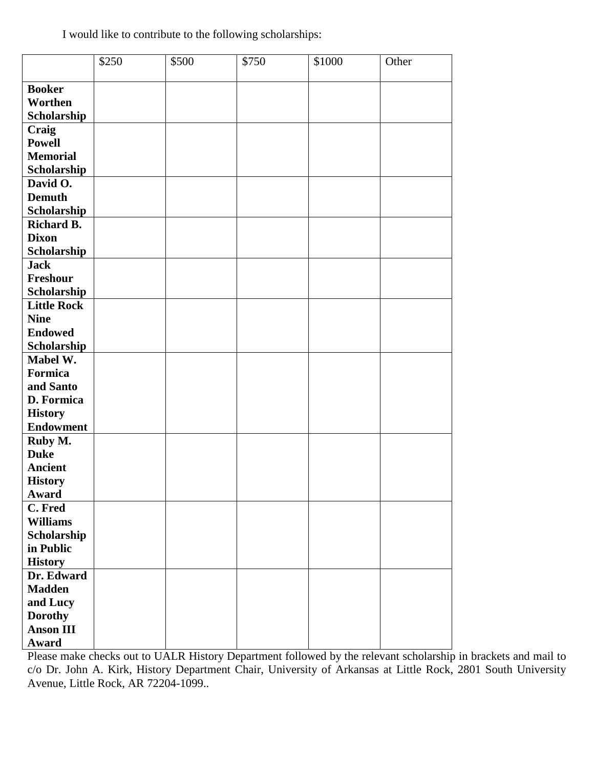I would like to contribute to the following scholarships:

| | $250 | $500 | $750 | $1000 | Other |
|---|---|---|---|---|---|
| **Booker Worthen Scholarship** | | | | | |
| **Craig Powell Memorial Scholarship** | | | | | |
| **David O. Demuth Scholarship** | | | | | |
| **Richard B. Dixon Scholarship** | | | | | |
| **Jack Freshour Scholarship** | | | | | |
| **Little Rock Nine Endowed Scholarship** | | | | | |
| **Mabel W. Formica and Santo D. Formica History Endowment** | | | | | |
| **Ruby M. Duke Ancient History Award** | | | | | |
| **C. Fred Williams Scholarship in Public History** | | | | | |
| **Dr. Edward Madden and Lucy Dorothy Anson III Award** | | | | | |

Please make checks out to UALR History Department followed by the relevant scholarship in brackets and mail to c/o Dr. John A. Kirk, History Department Chair, University of Arkansas at Little Rock, 2801 South University Avenue, Little Rock, AR 72204-1099..